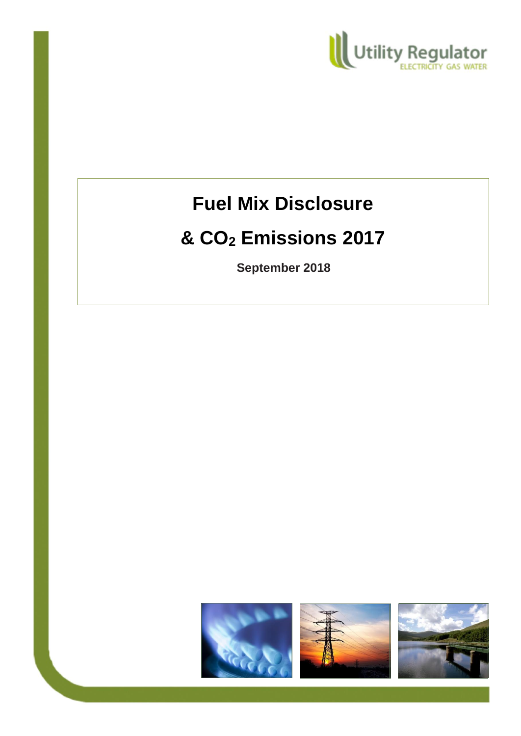Utility Regulator
ELECTRICITY GAS WATER

# Fuel Mix Disclosure

# & $CO_2$ Emissions 2017

**September 2018**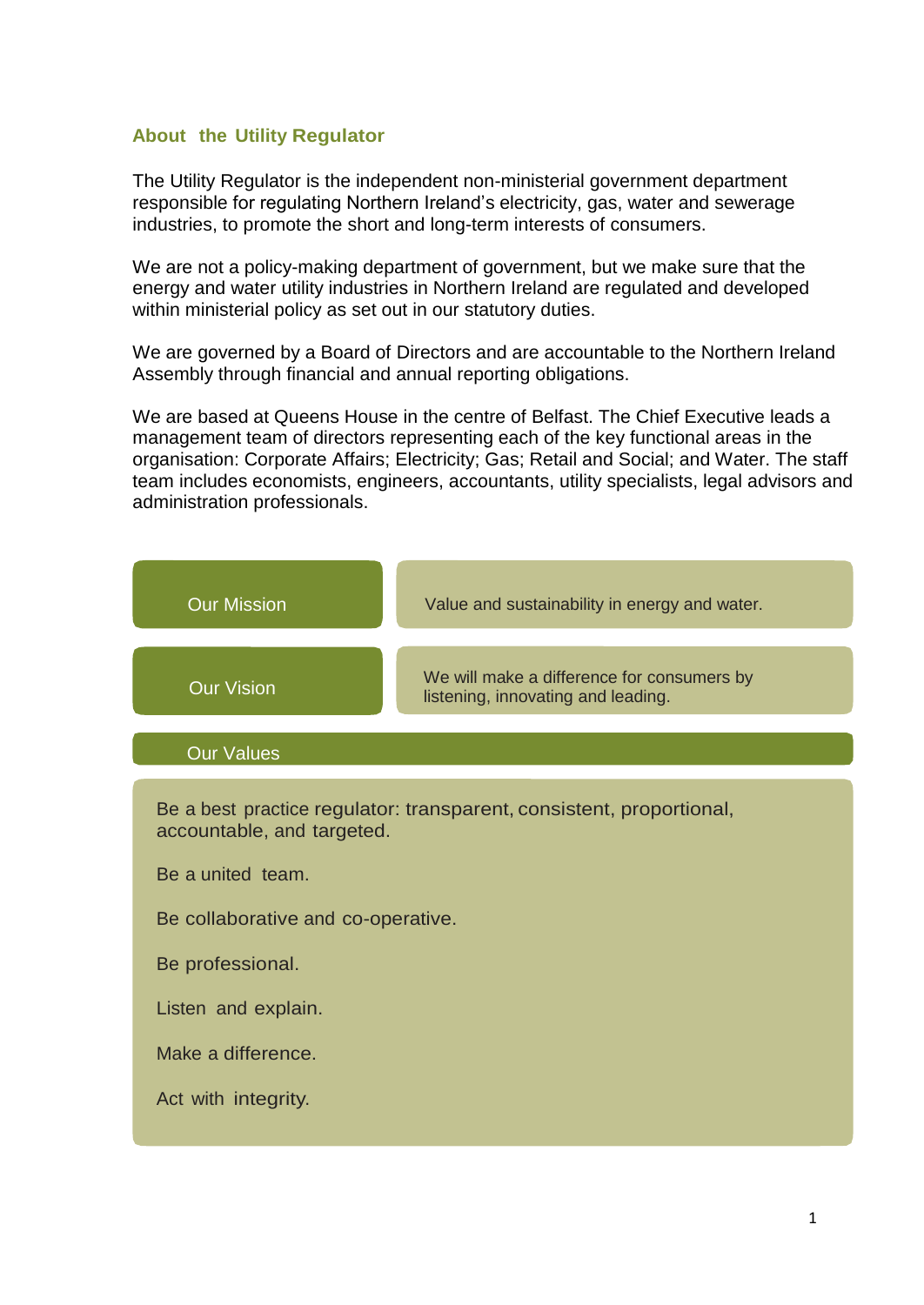## About the Utility Regulator

The Utility Regulator is the independent non-ministerial government department responsible for regulating Northern Ireland's electricity, gas, water and sewerage industries, to promote the short and long-term interests of consumers.

We are not a policy-making department of government, but we make sure that the energy and water utility industries in Northern Ireland are regulated and developed within ministerial policy as set out in our statutory duties.

We are governed by a Board of Directors and are accountable to the Northern Ireland Assembly through financial and annual reporting obligations.

We are based at Queens House in the centre of Belfast. The Chief Executive leads a management team of directors representing each of the key functional areas in the organisation: Corporate Affairs; Electricity; Gas; Retail and Social; and Water. The staff team includes economists, engineers, accountants, utility specialists, legal advisors and administration professionals.

| | |
|---|---|
| Our Mission | Value and sustainability in energy and water. |
| Our Vision | We will make a difference for consumers by listening, innovating and leading. |

**Our Values**

Be a best practice regulator: transparent, consistent, proportional, accountable, and targeted.

Be a united team.

Be collaborative and co-operative.

Be professional.

Listen and explain.

Make a difference.

Act with integrity.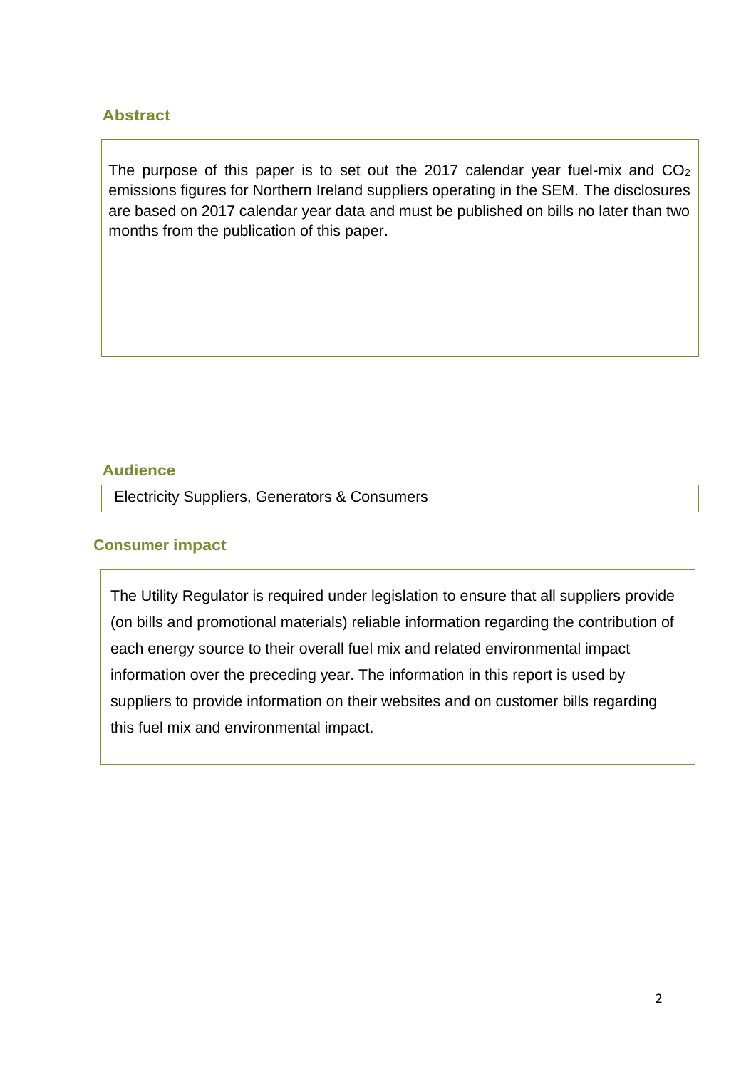## Abstract

The purpose of this paper is to set out the 2017 calendar year fuel-mix and $CO_2$ emissions figures for Northern Ireland suppliers operating in the SEM. The disclosures are based on 2017 calendar year data and must be published on bills no later than two months from the publication of this paper.

## Audience

Electricity Suppliers, Generators & Consumers

## Consumer impact

The Utility Regulator is required under legislation to ensure that all suppliers provide (on bills and promotional materials) reliable information regarding the contribution of each energy source to their overall fuel mix and related environmental impact information over the preceding year. The information in this report is used by suppliers to provide information on their websites and on customer bills regarding this fuel mix and environmental impact.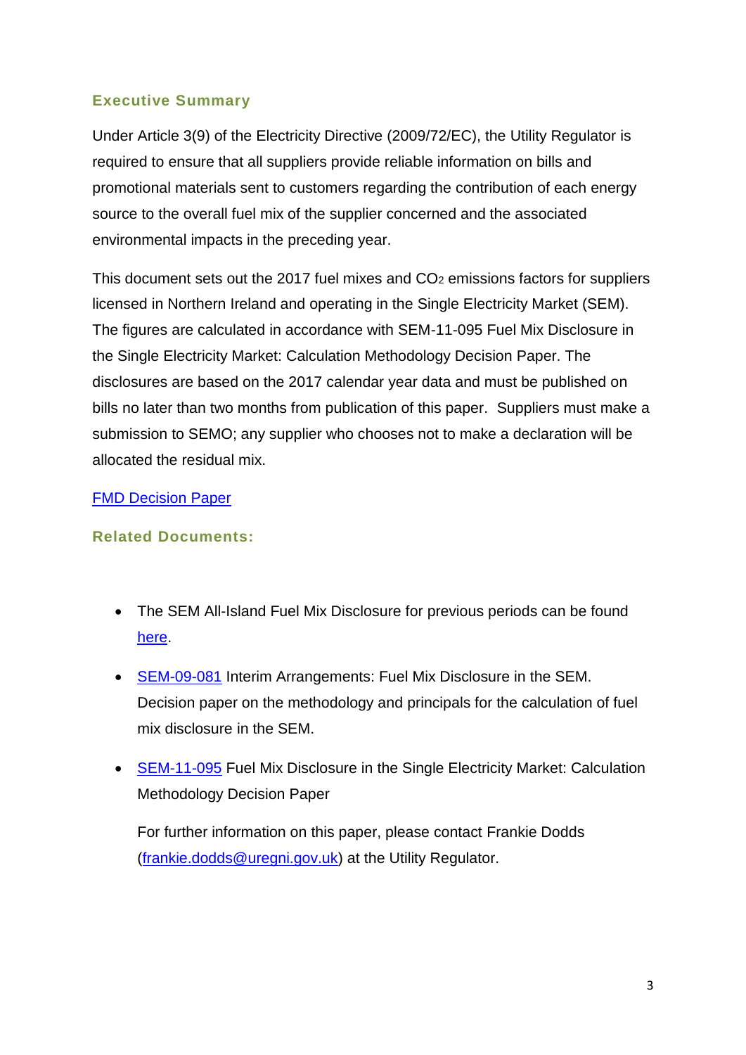## Executive Summary

Under Article 3(9) of the Electricity Directive (2009/72/EC), the Utility Regulator is required to ensure that all suppliers provide reliable information on bills and promotional materials sent to customers regarding the contribution of each energy source to the overall fuel mix of the supplier concerned and the associated environmental impacts in the preceding year.

This document sets out the 2017 fuel mixes and $CO_2$ emissions factors for suppliers licensed in Northern Ireland and operating in the Single Electricity Market (SEM). The figures are calculated in accordance with SEM-11-095 Fuel Mix Disclosure in the Single Electricity Market: Calculation Methodology Decision Paper. The disclosures are based on the 2017 calendar year data and must be published on bills no later than two months from publication of this paper. Suppliers must make a submission to SEMO; any supplier who chooses not to make a declaration will be allocated the residual mix.

FMD Decision Paper

## Related Documents:

- The SEM All-Island Fuel Mix Disclosure for previous periods can be found here.
- SEM-09-081 Interim Arrangements: Fuel Mix Disclosure in the SEM. Decision paper on the methodology and principals for the calculation of fuel mix disclosure in the SEM.
- SEM-11-095 Fuel Mix Disclosure in the Single Electricity Market: Calculation Methodology Decision Paper

For further information on this paper, please contact Frankie Dodds (frankie.dodds@uregni.gov.uk) at the Utility Regulator.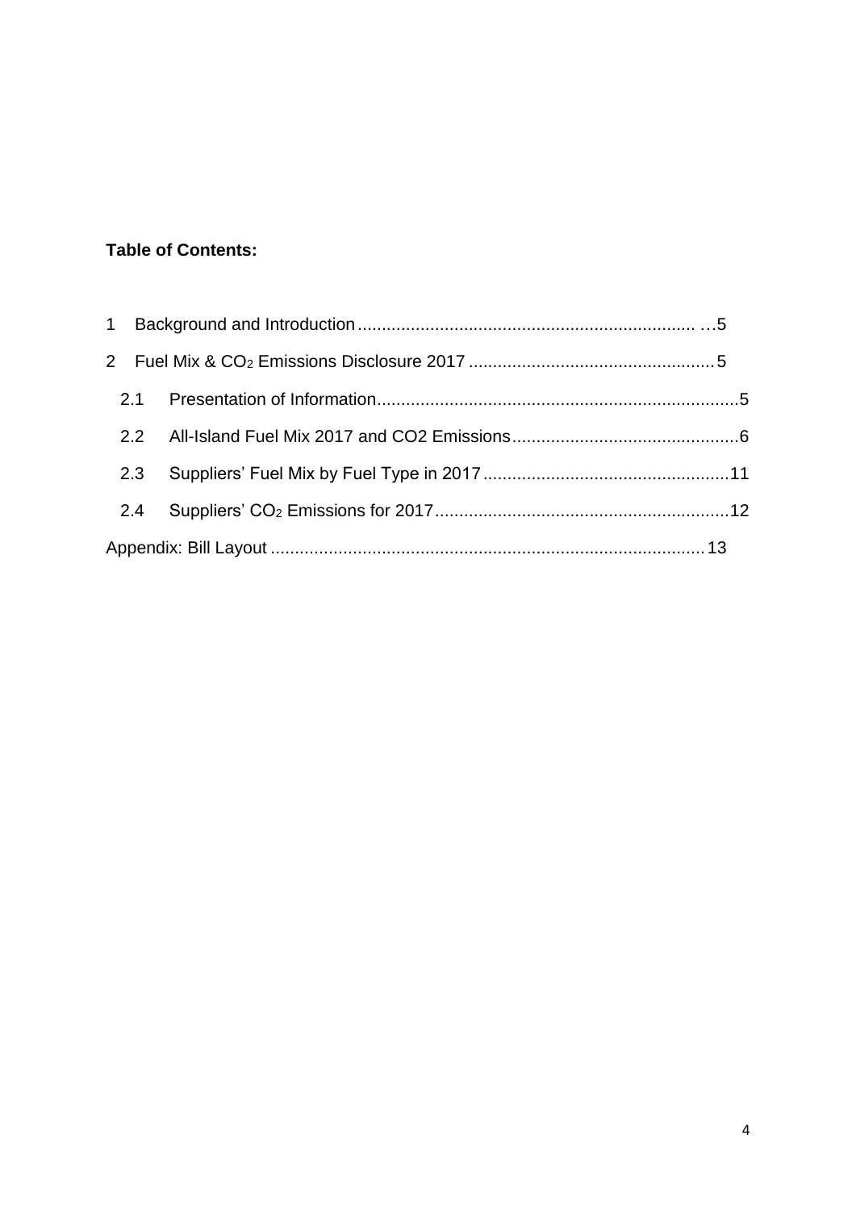**Table of Contents:**

1 Background and Introduction ...5

2 Fuel Mix & $CO_2$ Emissions Disclosure 2017 ...5

  2.1 Presentation of Information ...5

  2.2 All-Island Fuel Mix 2017 and CO2 Emissions ...6

  2.3 Suppliers' Fuel Mix by Fuel Type in 2017 ...11

  2.4 Suppliers' $CO_2$ Emissions for 2017 ...12

Appendix: Bill Layout ...13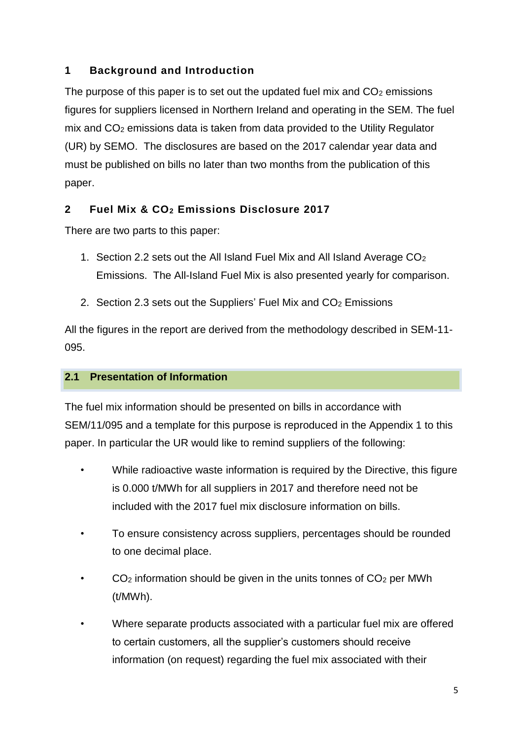## 1 Background and Introduction

The purpose of this paper is to set out the updated fuel mix and $CO_2$ emissions figures for suppliers licensed in Northern Ireland and operating in the SEM. The fuel mix and $CO_2$ emissions data is taken from data provided to the Utility Regulator (UR) by SEMO. The disclosures are based on the 2017 calendar year data and must be published on bills no later than two months from the publication of this paper.

## 2 Fuel Mix & $CO_2$ Emissions Disclosure 2017

There are two parts to this paper:

1. Section 2.2 sets out the All Island Fuel Mix and All Island Average $CO_2$ Emissions. The All-Island Fuel Mix is also presented yearly for comparison.
2. Section 2.3 sets out the Suppliers' Fuel Mix and $CO_2$ Emissions

All the figures in the report are derived from the methodology described in SEM-11-095.

### 2.1 Presentation of Information

The fuel mix information should be presented on bills in accordance with SEM/11/095 and a template for this purpose is reproduced in the Appendix 1 to this paper. In particular the UR would like to remind suppliers of the following:

- While radioactive waste information is required by the Directive, this figure is 0.000 t/MWh for all suppliers in 2017 and therefore need not be included with the 2017 fuel mix disclosure information on bills.
- To ensure consistency across suppliers, percentages should be rounded to one decimal place.
- $CO_2$ information should be given in the units tonnes of $CO_2$ per MWh (t/MWh).
- Where separate products associated with a particular fuel mix are offered to certain customers, all the supplier's customers should receive information (on request) regarding the fuel mix associated with their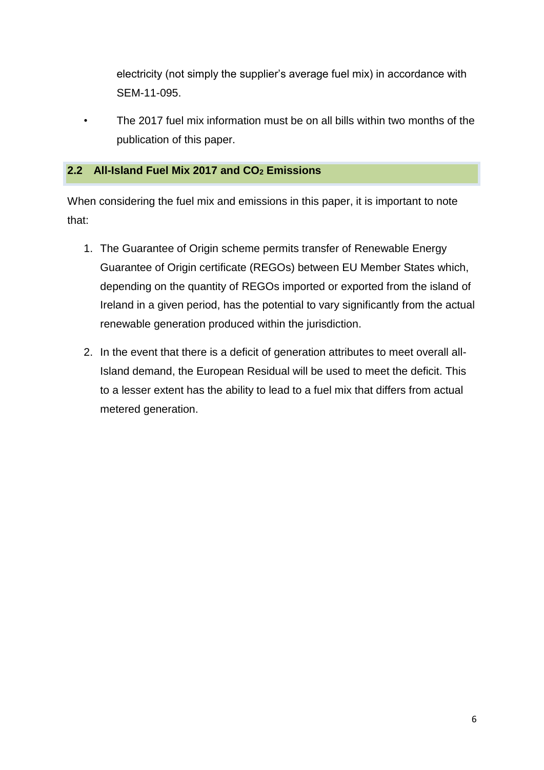electricity (not simply the supplier's average fuel mix) in accordance with SEM-11-095.

- The 2017 fuel mix information must be on all bills within two months of the publication of this paper.

## 2.2 All-Island Fuel Mix 2017 and $CO_2$ Emissions

When considering the fuel mix and emissions in this paper, it is important to note that:

1. The Guarantee of Origin scheme permits transfer of Renewable Energy Guarantee of Origin certificate (REGOs) between EU Member States which, depending on the quantity of REGOs imported or exported from the island of Ireland in a given period, has the potential to vary significantly from the actual renewable generation produced within the jurisdiction.

2. In the event that there is a deficit of generation attributes to meet overall all-Island demand, the European Residual will be used to meet the deficit. This to a lesser extent has the ability to lead to a fuel mix that differs from actual metered generation.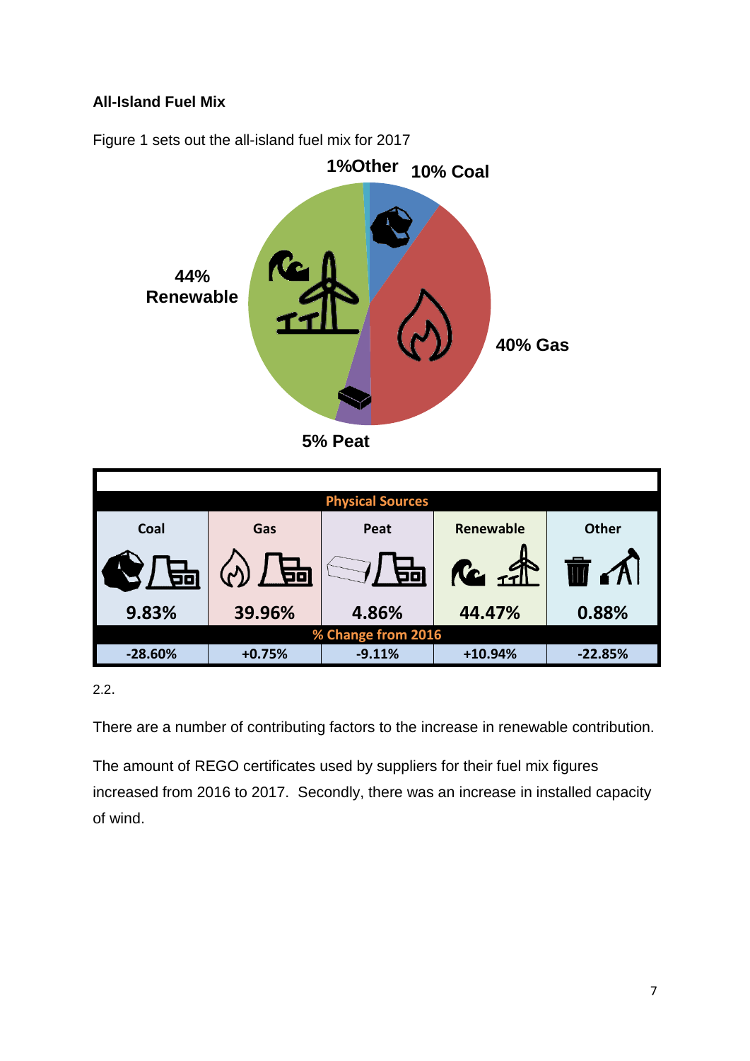**All-Island Fuel Mix**

Figure 1 sets out the all-island fuel mix for 2017

1%Other 10% Coal

44% Renewable

40% Gas

5% Peat

| Physical Sources | | | | |
|---|---|---|---|---|
| Coal | Gas | Peat | Renewable | Other |
| 9.83% | 39.96% | 4.86% | 44.47% | 0.88% |
| % Change from 2016 | | | | |
| -28.60% | +0.75% | -9.11% | +10.94% | -22.85% |

2.2.

There are a number of contributing factors to the increase in renewable contribution.

The amount of REGO certificates used by suppliers for their fuel mix figures increased from 2016 to 2017. Secondly, there was an increase in installed capacity of wind.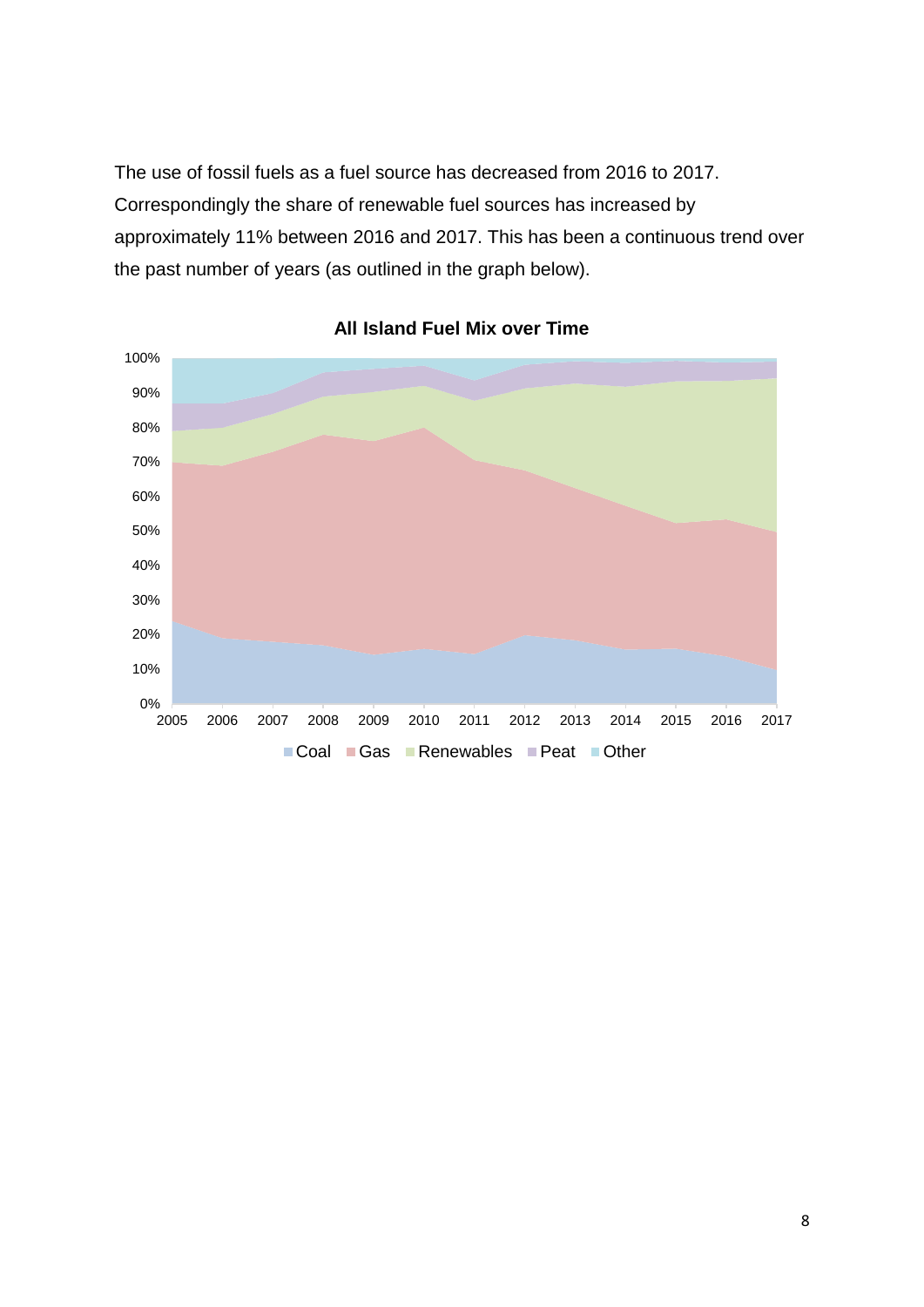The use of fossil fuels as a fuel source has decreased from 2016 to 2017. Correspondingly the share of renewable fuel sources has increased by approximately 11% between 2016 and 2017. This has been a continuous trend over the past number of years (as outlined in the graph below).

**All Island Fuel Mix over Time**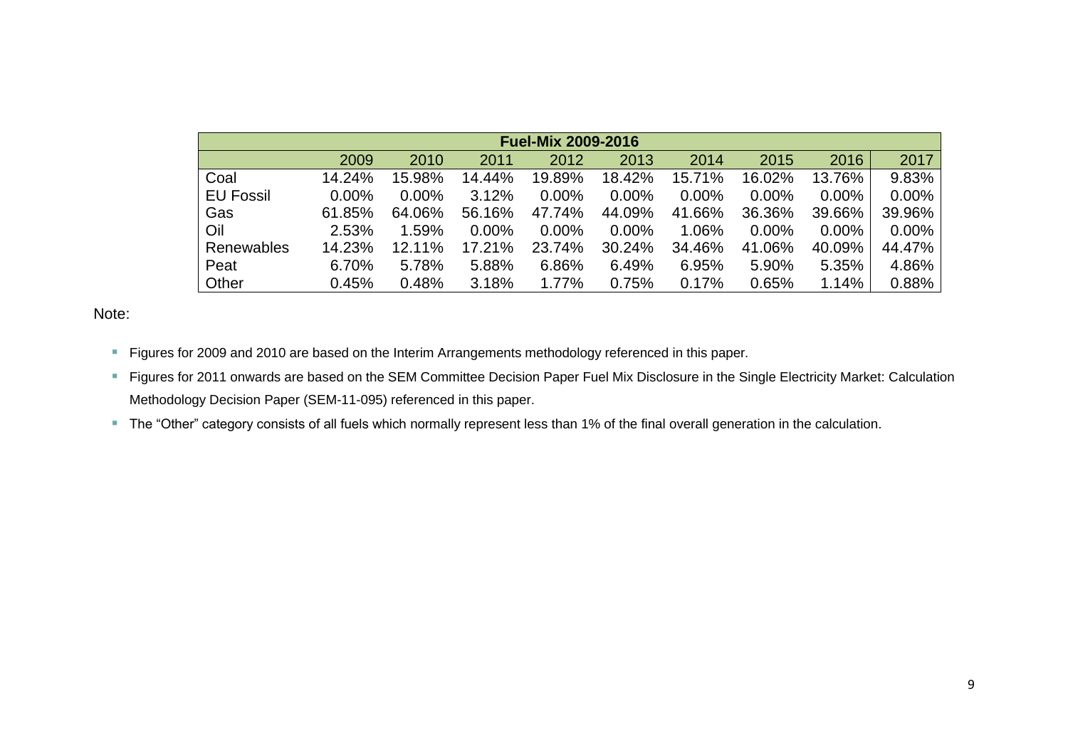| Fuel-Mix 2009-2016 | | | | | | | | | |
|---|---|---|---|---|---|---|---|---|---|
| | 2009 | 2010 | 2011 | 2012 | 2013 | 2014 | 2015 | 2016 | 2017 |
| Coal | 14.24% | 15.98% | 14.44% | 19.89% | 18.42% | 15.71% | 16.02% | 13.76% | 9.83% |
| EU Fossil | 0.00% | 0.00% | 3.12% | 0.00% | 0.00% | 0.00% | 0.00% | 0.00% | 0.00% |
| Gas | 61.85% | 64.06% | 56.16% | 47.74% | 44.09% | 41.66% | 36.36% | 39.66% | 39.96% |
| Oil | 2.53% | 1.59% | 0.00% | 0.00% | 0.00% | 1.06% | 0.00% | 0.00% | 0.00% |
| Renewables | 14.23% | 12.11% | 17.21% | 23.74% | 30.24% | 34.46% | 41.06% | 40.09% | 44.47% |
| Peat | 6.70% | 5.78% | 5.88% | 6.86% | 6.49% | 6.95% | 5.90% | 5.35% | 4.86% |
| Other | 0.45% | 0.48% | 3.18% | 1.77% | 0.75% | 0.17% | 0.65% | 1.14% | 0.88% |

Note:

- Figures for 2009 and 2010 are based on the Interim Arrangements methodology referenced in this paper.
- Figures for 2011 onwards are based on the SEM Committee Decision Paper Fuel Mix Disclosure in the Single Electricity Market: Calculation Methodology Decision Paper (SEM-11-095) referenced in this paper.
- The "Other" category consists of all fuels which normally represent less than 1% of the final overall generation in the calculation.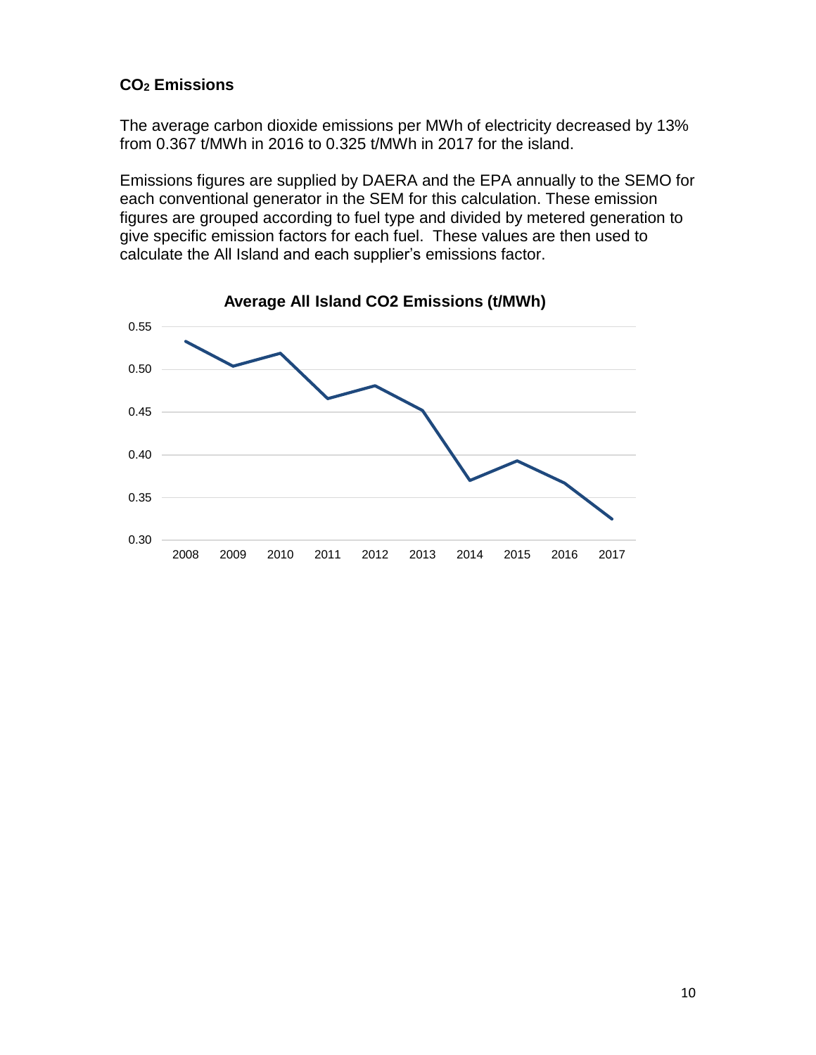### $CO_2$ Emissions

The average carbon dioxide emissions per MWh of electricity decreased by 13% from 0.367 t/MWh in 2016 to 0.325 t/MWh in 2017 for the island.

Emissions figures are supplied by DAERA and the EPA annually to the SEMO for each conventional generator in the SEM for this calculation. These emission figures are grouped according to fuel type and divided by metered generation to give specific emission factors for each fuel. These values are then used to calculate the All Island and each supplier's emissions factor.

**Average All Island CO2 Emissions (t/MWh)**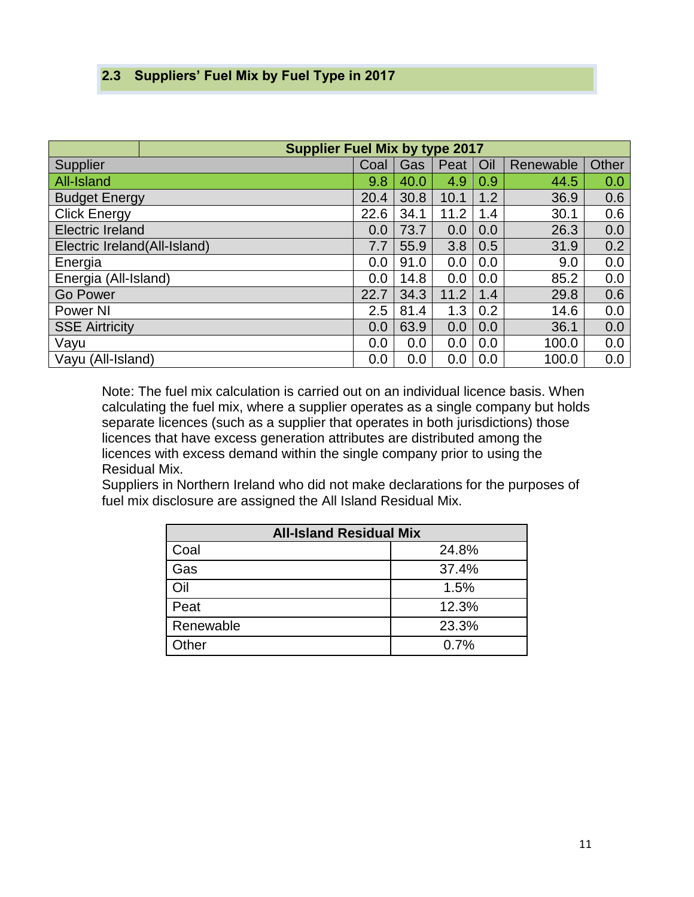## 2.3 Suppliers' Fuel Mix by Fuel Type in 2017

| Supplier Fuel Mix by type 2017 | | | | | | |
|---|---|---|---|---|---|---|
| Supplier | Coal | Gas | Peat | Oil | Renewable | Other |
| All-Island | 9.8 | 40.0 | 4.9 | 0.9 | 44.5 | 0.0 |
| Budget Energy | 20.4 | 30.8 | 10.1 | 1.2 | 36.9 | 0.6 |
| Click Energy | 22.6 | 34.1 | 11.2 | 1.4 | 30.1 | 0.6 |
| Electric Ireland | 0.0 | 73.7 | 0.0 | 0.0 | 26.3 | 0.0 |
| Electric Ireland(All-Island) | 7.7 | 55.9 | 3.8 | 0.5 | 31.9 | 0.2 |
| Energia | 0.0 | 91.0 | 0.0 | 0.0 | 9.0 | 0.0 |
| Energia (All-Island) | 0.0 | 14.8 | 0.0 | 0.0 | 85.2 | 0.0 |
| Go Power | 22.7 | 34.3 | 11.2 | 1.4 | 29.8 | 0.6 |
| Power NI | 2.5 | 81.4 | 1.3 | 0.2 | 14.6 | 0.0 |
| SSE Airtricity | 0.0 | 63.9 | 0.0 | 0.0 | 36.1 | 0.0 |
| Vayu | 0.0 | 0.0 | 0.0 | 0.0 | 100.0 | 0.0 |
| Vayu (All-Island) | 0.0 | 0.0 | 0.0 | 0.0 | 100.0 | 0.0 |

Note: The fuel mix calculation is carried out on an individual licence basis. When calculating the fuel mix, where a supplier operates as a single company but holds separate licences (such as a supplier that operates in both jurisdictions) those licences that have excess generation attributes are distributed among the licences with excess demand within the single company prior to using the Residual Mix.
Suppliers in Northern Ireland who did not make declarations for the purposes of fuel mix disclosure are assigned the All Island Residual Mix.

| All-Island Residual Mix | |
|---|---|
| Coal | 24.8% |
| Gas | 37.4% |
| Oil | 1.5% |
| Peat | 12.3% |
| Renewable | 23.3% |
| Other | 0.7% |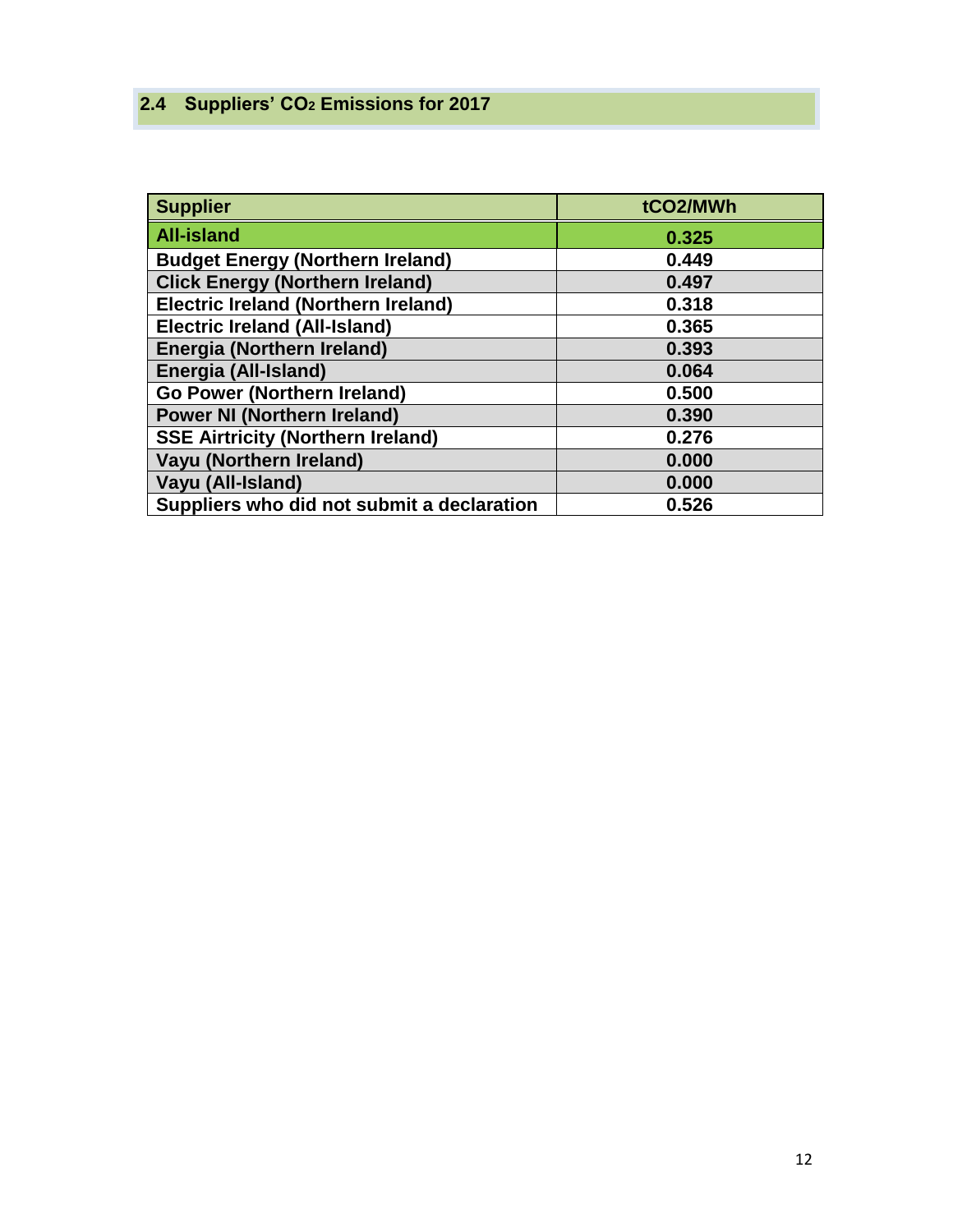## 2.4 Suppliers' $CO_2$ Emissions for 2017

| Supplier | tCO2/MWh |
|---|---|
| **All-island** | **0.325** |
| **Budget Energy (Northern Ireland)** | **0.449** |
| **Click Energy (Northern Ireland)** | **0.497** |
| **Electric Ireland (Northern Ireland)** | **0.318** |
| **Electric Ireland (All-Island)** | **0.365** |
| **Energia (Northern Ireland)** | **0.393** |
| **Energia (All-Island)** | **0.064** |
| **Go Power (Northern Ireland)** | **0.500** |
| **Power NI (Northern Ireland)** | **0.390** |
| **SSE Airtricity (Northern Ireland)** | **0.276** |
| **Vayu (Northern Ireland)** | **0.000** |
| **Vayu (All-Island)** | **0.000** |
| **Suppliers who did not submit a declaration** | **0.526** |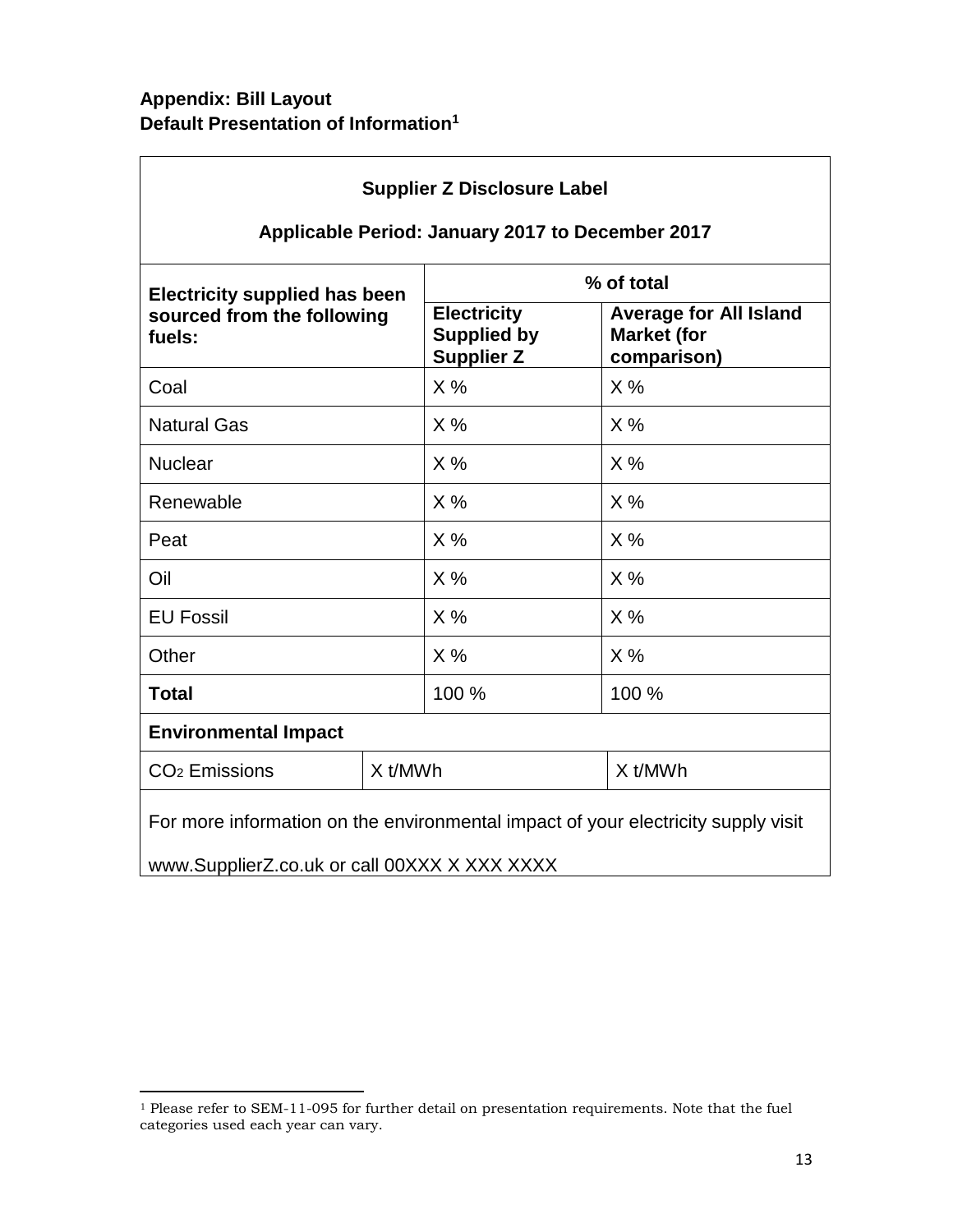**Appendix: Bill Layout**
**Default Presentation of Information**[1]

| Supplier Z Disclosure Label<br><br>Applicable Period: January 2017 to December 2017 | | |
|---|---|---|
| **Electricity supplied has been sourced from the following fuels:** | **% of total** | |
| | **Electricity Supplied by Supplier Z** | **Average for All Island Market (for comparison)** |
| Coal | X % | X % |
| Natural Gas | X % | X % |
| Nuclear | X % | X % |
| Renewable | X % | X % |
| Peat | X % | X % |
| Oil | X % | X % |
| EU Fossil | X % | X % |
| Other | X % | X % |
| **Total** | 100 % | 100 % |
| **Environmental Impact** | | |
| $CO_2$ Emissions | X t/MWh | X t/MWh |
| For more information on the environmental impact of your electricity supply visit www.SupplierZ.co.uk or call 00XXX X XXX XXXX | | |

[1] Please refer to SEM-11-095 for further detail on presentation requirements. Note that the fuel categories used each year can vary.